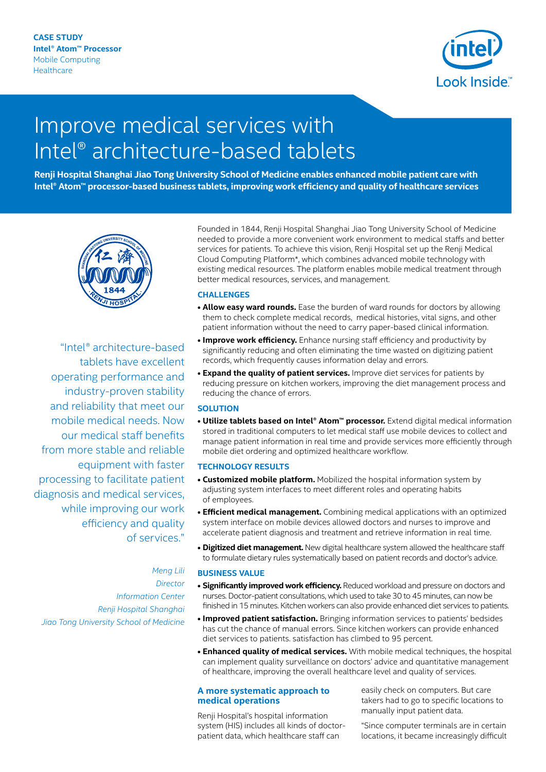CASE STUDY
Intel® Atom™ Processor
Mobile Computing
Healthcare

# Improve medical services with Intel® architecture-based tablets

**Renji Hospital Shanghai Jiao Tong University School of Medicine enables enhanced mobile patient care with Intel® Atom™ processor-based business tablets, improving work efficiency and quality of healthcare services**

> "Intel® architecture-based tablets have excellent operating performance and industry-proven stability and reliability that meet our mobile medical needs. Now our medical staff benefits from more stable and reliable equipment with faster processing to facilitate patient diagnosis and medical services, while improving our work efficiency and quality of services."
>
> *Meng Lili*
> *Director*
> *Information Center*
> *Renji Hospital Shanghai*
> *Jiao Tong University School of Medicine*

Founded in 1844, Renji Hospital Shanghai Jiao Tong University School of Medicine needed to provide a more convenient work environment to medical staffs and better services for patients. To achieve this vision, Renji Hospital set up the Renji Medical Cloud Computing Platform*, which combines advanced mobile technology with existing medical resources. The platform enables mobile medical treatment through better medical resources, services, and management.

## CHALLENGES

- **Allow easy ward rounds.** Ease the burden of ward rounds for doctors by allowing them to check complete medical records, medical histories, vital signs, and other patient information without the need to carry paper-based clinical information.
- **Improve work efficiency.** Enhance nursing staff efficiency and productivity by significantly reducing and often eliminating the time wasted on digitizing patient records, which frequently causes information delay and errors.
- **Expand the quality of patient services.** Improve diet services for patients by reducing pressure on kitchen workers, improving the diet management process and reducing the chance of errors.

## SOLUTION

- **Utilize tablets based on Intel® Atom™ processor.** Extend digital medical information stored in traditional computers to let medical staff use mobile devices to collect and manage patient information in real time and provide services more efficiently through mobile diet ordering and optimized healthcare workflow.

## TECHNOLOGY RESULTS

- **Customized mobile platform.** Mobilized the hospital information system by adjusting system interfaces to meet different roles and operating habits of employees.
- **Efficient medical management.** Combining medical applications with an optimized system interface on mobile devices allowed doctors and nurses to improve and accelerate patient diagnosis and treatment and retrieve information in real time.
- **Digitized diet management.** New digital healthcare system allowed the healthcare staff to formulate dietary rules systematically based on patient records and doctor's advice.

## BUSINESS VALUE

- **Significantly improved work efficiency.** Reduced workload and pressure on doctors and nurses. Doctor-patient consultations, which used to take 30 to 45 minutes, can now be finished in 15 minutes. Kitchen workers can also provide enhanced diet services to patients.
- **Improved patient satisfaction.** Bringing information services to patients' bedsides has cut the chance of manual errors. Since kitchen workers can provide enhanced diet services to patients. satisfaction has climbed to 95 percent.
- **Enhanced quality of medical services.** With mobile medical techniques, the hospital can implement quality surveillance on doctors' advice and quantitative management of healthcare, improving the overall healthcare level and quality of services.

## A more systematic approach to medical operations

Renji Hospital's hospital information system (HIS) includes all kinds of doctor-patient data, which healthcare staff can easily check on computers. But care takers had to go to specific locations to manually input patient data.

"Since computer terminals are in certain locations, it became increasingly difficult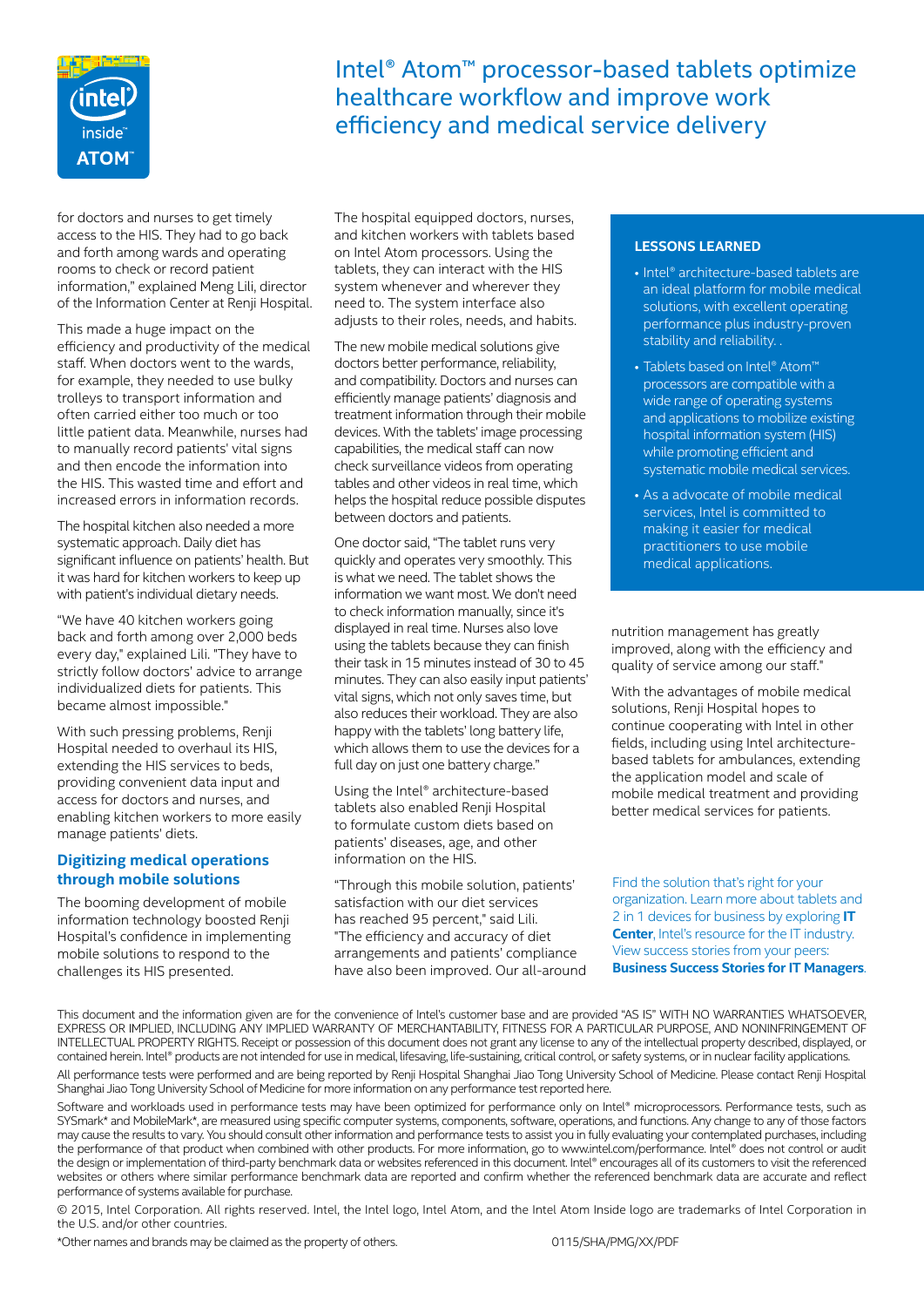# Intel® Atom™ processor-based tablets optimize healthcare workflow and improve work efficiency and medical service delivery

for doctors and nurses to get timely access to the HIS. They had to go back and forth among wards and operating rooms to check or record patient information," explained Meng Lili, director of the Information Center at Renji Hospital.

This made a huge impact on the efficiency and productivity of the medical staff. When doctors went to the wards, for example, they needed to use bulky trolleys to transport information and often carried either too much or too little patient data. Meanwhile, nurses had to manually record patients' vital signs and then encode the information into the HIS. This wasted time and effort and increased errors in information records.

The hospital kitchen also needed a more systematic approach. Daily diet has significant influence on patients' health. But it was hard for kitchen workers to keep up with patient's individual dietary needs.

"We have 40 kitchen workers going back and forth among over 2,000 beds every day," explained Lili. "They have to strictly follow doctors' advice to arrange individualized diets for patients. This became almost impossible."

With such pressing problems, Renji Hospital needed to overhaul its HIS, extending the HIS services to beds, providing convenient data input and access for doctors and nurses, and enabling kitchen workers to more easily manage patients' diets.

## Digitizing medical operations through mobile solutions

The booming development of mobile information technology boosted Renji Hospital's confidence in implementing mobile solutions to the challenges its HIS presented.

The hospital equipped doctors, nurses, and kitchen workers with tablets based on Intel Atom processors. Using the tablets, they can interact with the HIS system whenever and wherever they need to. The system interface also adjusts to their roles, needs, and habits.

The new mobile medical solutions give doctors better performance, reliability, and compatibility. Doctors and nurses can efficiently manage patients' diagnosis and treatment information through their mobile devices. With the tablets' image processing capabilities, the medical staff can now check surveillance videos from operating tables and other videos in real time, which helps the hospital reduce possible disputes between doctors and patients.

One doctor said, "The tablet runs very quickly and operates very smoothly. This is what we need. The tablet shows the information we want most. We don't need to check information manually, since it's displayed in real time. Nurses also love using the tablets because they can finish their task in 15 minutes instead of 30 to 45 minutes. They can also easily input patients' vital signs, which not only saves time, but also reduces their workload. They are also happy with the tablets' long battery life, which allows them to use the devices for a full day on just one battery charge."

Using the Intel® architecture-based tablets also enabled Renji Hospital to formulate custom diets based on patients' diseases, age, and other information on the HIS.

"Through this mobile solution, patients' satisfaction with our diet services has reached 95 percent," said Lili. "The efficiency and accuracy of diet arrangements and patients' compliance have also been improved. Our all-around nutrition management has greatly improved, along with the efficiency and quality of service among our staff."

With the advantages of mobile medical solutions, Renji Hospital hopes to continue cooperating with Intel in other fields, including using Intel architecture-based tablets for ambulances, extending the application model and scale of mobile medical treatment and providing better medical services for patients.

### LESSONS LEARNED

- Intel® architecture-based tablets are an ideal platform for mobile medical solutions, with excellent operating performance plus industry-proven stability and reliability. .
- Tablets based on Intel® Atom™ processors are compatible with a wide range of operating systems and applications to mobilize existing hospital information system (HIS) while promoting efficient and systematic mobile medical services.
- As a advocate of mobile medical services, Intel is committed to making it easier for medical practitioners to use mobile medical applications.

Find the solution that's right for your organization. Learn more about tablets and 2 in 1 devices for business by exploring **IT Center**, Intel's resource for the IT industry. View success stories from your peers: **Business Success Stories for IT Managers**.

This document and the information given are for the convenience of Intel's customer base and are provided "AS IS" WITH NO WARRANTIES WHATSOEVER, EXPRESS OR IMPLIED, INCLUDING ANY IMPLIED WARRANTY OF MERCHANTABILITY, FITNESS FOR A PARTICULAR PURPOSE, AND NONINFRINGEMENT OF INTELLECTUAL PROPERTY RIGHTS. Receipt or possession of this document does not grant any license to any of the intellectual property described, displayed, or contained herein. Intel® products are not intended for use in medical, lifesaving, life-sustaining, critical control, or safety systems, or in nuclear facility applications.

All performance tests were performed and are being reported by Renji Hospital Shanghai Jiao Tong University School of Medicine. Please contact Renji Hospital Shanghai Jiao Tong University School of Medicine for more information on any performance test reported here.

Software and workloads used in performance tests may have been optimized for performance only on Intel® microprocessors. Performance tests, such as SYSmark* and MobileMark*, are measured using specific computer systems, components, software, operations, and functions. Any change to any of those factors may cause the results to vary. You should consult other information and performance tests to assist you in fully evaluating your contemplated purchases, including the performance of that product when combined with other products. For more information, go to www.intel.com/performance. Intel® does not control or audit the design or implementation of third-party benchmark data or websites referenced in this document. Intel® encourages all of its customers to visit the referenced websites or others where similar performance benchmark data are reported and confirm whether the referenced benchmark data are accurate and reflect performance of systems available for purchase.

© 2015, Intel Corporation. All rights reserved. Intel, the Intel logo, Intel Atom, and the Intel Atom Inside logo are trademarks of Intel Corporation in the U.S. and/or other countries.

*Other names and brands may be claimed as the property of others.

0115/SHA/PMG/XX/PDF